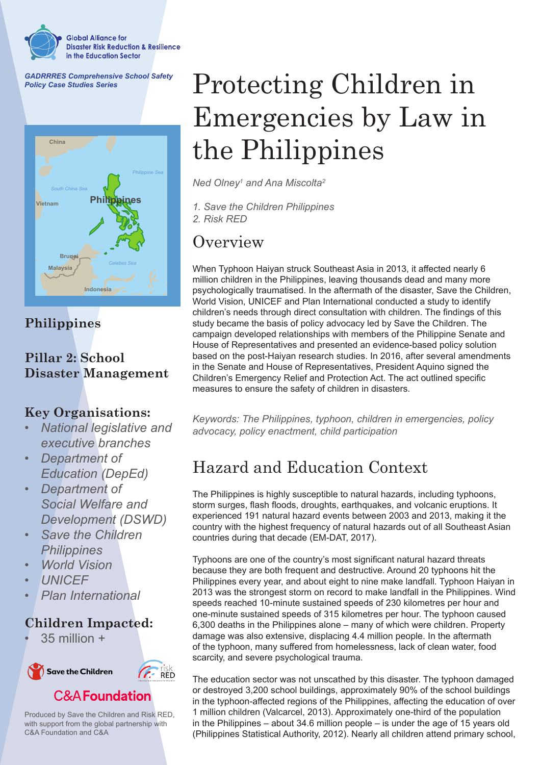Global Alliance for Disaster Risk Reduction & Resilience in the Education Sector

*GADRRRES Comprehensive School Safety Policy Case Studies Series*

# Protecting Children in Emergencies by Law in the Philippines

*Ned Olney[1] and Ana Miscolta[2]*

*1. Save the Children Philippines*
*2. Risk RED*

## Philippines

## Pillar 2: School Disaster Management

## Key Organisations:

- *National legislative and executive branches*
- *Department of Education (DepEd)*
- *Department of Social Welfare and Development (DSWD)*
- *Save the Children Philippines*
- *World Vision*
- *UNICEF*
- *Plan International*

## Children Impacted:

- 35 million +

Save the Children

risk RED

C&A Foundation

Produced by Save the Children and Risk RED, with support from the global partnership with C&A Foundation and C&A

## Overview

When Typhoon Haiyan struck Southeast Asia in 2013, it affected nearly 6 million children in the Philippines, leaving thousands dead and many more psychologically traumatised. In the aftermath of the disaster, Save the Children, World Vision, UNICEF and Plan International conducted a study to identify children's needs through direct consultation with children. The findings of this study became the basis of policy advocacy led by Save the Children. The campaign developed relationships with members of the Philippine Senate and House of Representatives and presented an evidence-based policy solution based on the post-Haiyan research studies. In 2016, after several amendments in the Senate and House of Representatives, President Aquino signed the Children's Emergency Relief and Protection Act. The act outlined specific measures to ensure the safety of children in disasters.

*Keywords: The Philippines, typhoon, children in emergencies, policy advocacy, policy enactment, child participation*

## Hazard and Education Context

The Philippines is highly susceptible to natural hazards, including typhoons, storm surges, flash floods, droughts, earthquakes, and volcanic eruptions. It experienced 191 natural hazard events between 2003 and 2013, making it the country with the highest frequency of natural hazards out of all Southeast Asian countries during that decade (EM-DAT, 2017).

Typhoons are one of the country's most significant natural hazard threats because they are both frequent and destructive. Around 20 typhoons hit the Philippines every year, and about eight to nine make landfall. Typhoon Haiyan in 2013 was the strongest storm on record to make landfall in the Philippines. Wind speeds reached 10-minute sustained speeds of 230 kilometres per hour and one-minute sustained speeds of 315 kilometres per hour. The typhoon caused 6,300 deaths in the Philippines alone – many of which were children. Property damage was also extensive, displacing 4.4 million people. In the aftermath of the typhoon, many suffered from homelessness, lack of clean water, food scarcity, and severe psychological trauma.

The education sector was not unscathed by this disaster. The typhoon damaged or destroyed 3,200 school buildings, approximately 90% of the school buildings in the typhoon-affected regions of the Philippines, affecting the education of over 1 million children (Valcarcel, 2013). Approximately one-third of the population in the Philippines – about 34.6 million people – is under the age of 15 years old (Philippines Statistical Authority, 2012). Nearly all children attend primary school,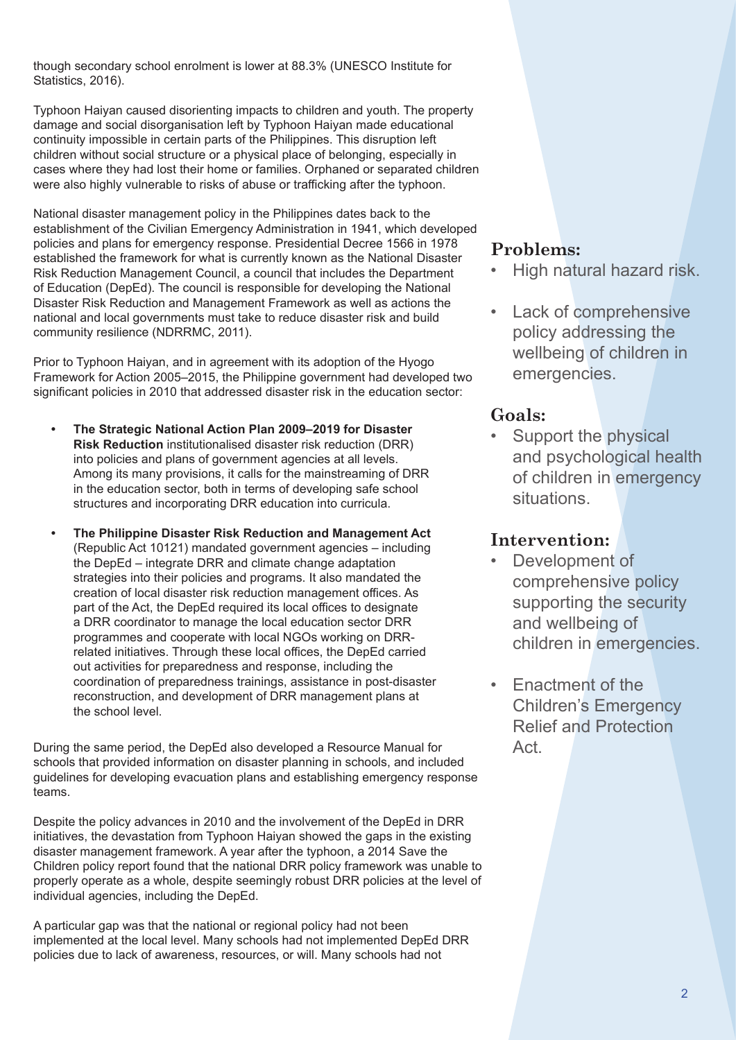though secondary school enrolment is lower at 88.3% (UNESCO Institute for Statistics, 2016).

Typhoon Haiyan caused disorienting impacts to children and youth. The property damage and social disorganisation left by Typhoon Haiyan made educational continuity impossible in certain parts of the Philippines. This disruption left children without social structure or a physical place of belonging, especially in cases where they had lost their home or families. Orphaned or separated children were also highly vulnerable to risks of abuse or trafficking after the typhoon.

National disaster management policy in the Philippines dates back to the establishment of the Civilian Emergency Administration in 1941, which developed policies and plans for emergency response. Presidential Decree 1566 in 1978 established the framework for what is currently known as the National Disaster Risk Reduction Management Council, a council that includes the Department of Education (DepEd). The council is responsible for developing the National Disaster Risk Reduction and Management Framework as well as actions the national and local governments must take to reduce disaster risk and build community resilience (NDRRMC, 2011).

Prior to Typhoon Haiyan, and in agreement with its adoption of the Hyogo Framework for Action 2005–2015, the Philippine government had developed two significant policies in 2010 that addressed disaster risk in the education sector:

- **The Strategic National Action Plan 2009–2019 for Disaster Risk Reduction** institutionalised disaster risk reduction (DRR) into policies and plans of government agencies at all levels. Among its many provisions, it calls for the mainstreaming of DRR in the education sector, both in terms of developing safe school structures and incorporating DRR education into curricula.
- **The Philippine Disaster Risk Reduction and Management Act** (Republic Act 10121) mandated government agencies – including the DepEd – integrate DRR and climate change adaptation strategies into their policies and programs. It also mandated the creation of local disaster risk reduction management offices. As part of the Act, the DepEd required its local offices to designate a DRR coordinator to manage the local education sector DRR programmes and cooperate with local NGOs working on DRR-related initiatives. Through these local offices, the DepEd carried out activities for preparedness and response, including the coordination of preparedness trainings, assistance in post-disaster reconstruction, and development of DRR management plans at the school level.

During the same period, the DepEd also developed a Resource Manual for schools that provided information on disaster planning in schools, and included guidelines for developing evacuation plans and establishing emergency response teams.

Despite the policy advances in 2010 and the involvement of the DepEd in DRR initiatives, the devastation from Typhoon Haiyan showed the gaps in the existing disaster management framework. A year after the typhoon, a 2014 Save the Children policy report found that the national DRR policy framework was unable to properly operate as a whole, despite seemingly robust DRR policies at the level of individual agencies, including the DepEd.

A particular gap was that the national or regional policy had not been implemented at the local level. Many schools had not implemented DepEd DRR policies due to lack of awareness, resources, or will. Many schools had not

### Problems:

- High natural hazard risk.
- Lack of comprehensive policy addressing the wellbeing of children in emergencies.

### Goals:

- Support the physical and psychological health of children in emergency situations.

### Intervention:

- Development of comprehensive policy supporting the security and wellbeing of children in emergencies.
- Enactment of the Children's Emergency Relief and Protection Act.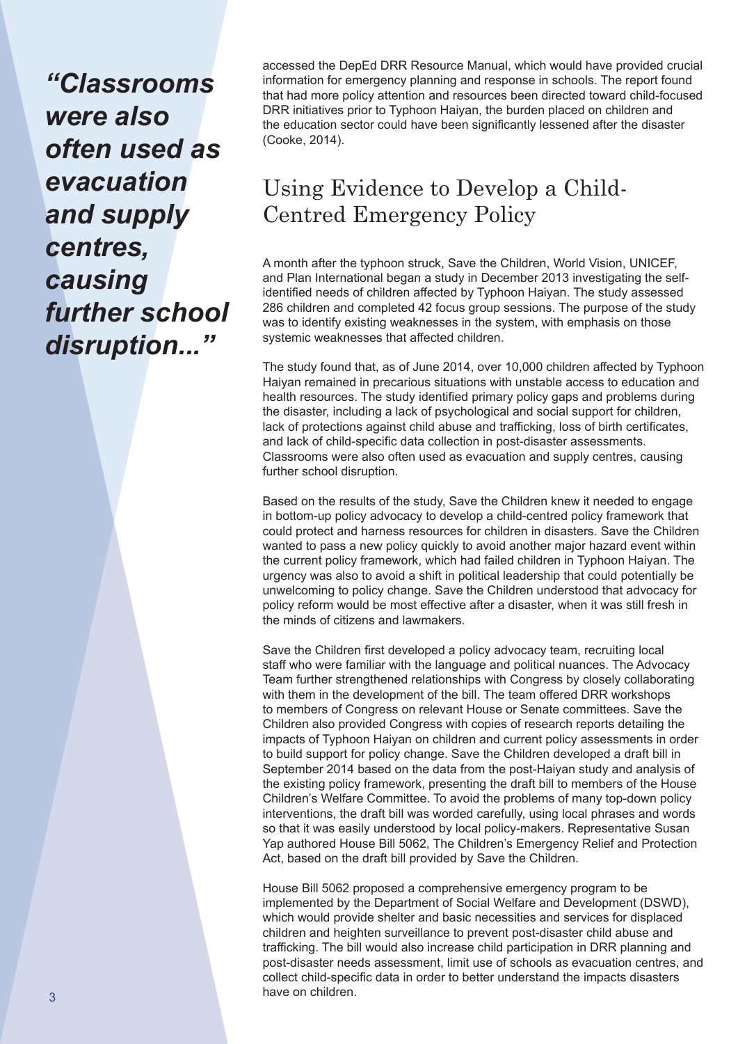*"Classrooms were also often used as evacuation and supply centres, causing further school disruption..."*

accessed the DepEd DRR Resource Manual, which would have provided crucial information for emergency planning and response in schools. The report found that had more policy attention and resources been directed toward child-focused DRR initiatives prior to Typhoon Haiyan, the burden placed on children and the education sector could have been significantly lessened after the disaster (Cooke, 2014).

## Using Evidence to Develop a Child-Centred Emergency Policy

A month after the typhoon struck, Save the Children, World Vision, UNICEF, and Plan International began a study in December 2013 investigating the self-identified needs of children affected by Typhoon Haiyan. The study assessed 286 children and completed 42 focus group sessions. The purpose of the study was to identify existing weaknesses in the system, with emphasis on those systemic weaknesses that affected children.

The study found that, as of June 2014, over 10,000 children affected by Typhoon Haiyan remained in precarious situations with unstable access to education and health resources. The study identified primary policy gaps and problems during the disaster, including a lack of psychological and social support for children, lack of protections against child abuse and trafficking, loss of birth certificates, and lack of child-specific data collection in post-disaster assessments. Classrooms were also often used as evacuation and supply centres, causing further school disruption.

Based on the results of the study, Save the Children knew it needed to engage in bottom-up policy advocacy to develop a child-centred policy framework that could protect and harness resources for children in disasters. Save the Children wanted to pass a new policy quickly to avoid another major hazard event within the current policy framework, which had failed children in Typhoon Haiyan. The urgency was also to avoid a shift in political leadership that could potentially be unwelcoming to policy change. Save the Children understood that advocacy for policy reform would be most effective after a disaster, when it was still fresh in the minds of citizens and lawmakers.

Save the Children first developed a policy advocacy team, recruiting local staff who were familiar with the language and political nuances. The Advocacy Team further strengthened relationships with Congress by closely collaborating with them in the development of the bill. The team offered DRR workshops to members of Congress on relevant House or Senate committees. Save the Children also provided Congress with copies of research reports detailing the impacts of Typhoon Haiyan on children and current policy assessments in order to build support for policy change. Save the Children developed a draft bill in September 2014 based on the data from the post-Haiyan study and analysis of the existing policy framework, presenting the draft bill to members of the House Children's Welfare Committee. To avoid the problems of many top-down policy interventions, the draft bill was worded carefully, using local phrases and words so that it was easily understood by local policy-makers. Representative Susan Yap authored House Bill 5062, The Children's Emergency Relief and Protection Act, based on the draft bill provided by Save the Children.

House Bill 5062 proposed a comprehensive emergency program to be implemented by the Department of Social Welfare and Development (DSWD), which would provide shelter and basic necessities and services for displaced children and heighten surveillance to prevent post-disaster child abuse and trafficking. The bill would also increase child participation in DRR planning and post-disaster needs assessment, limit use of schools as evacuation centres, and collect child-specific data in order to better understand the impacts disasters have on children.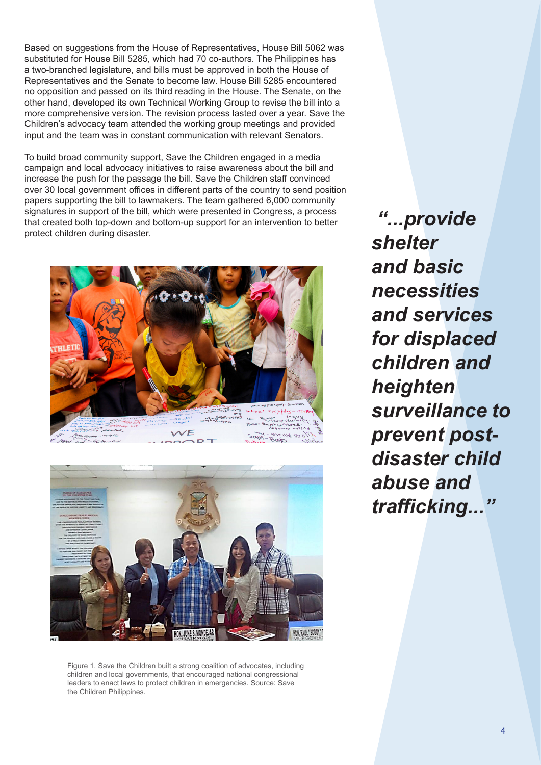Based on suggestions from the House of Representatives, House Bill 5062 was substituted for House Bill 5285, which had 70 co-authors. The Philippines has a two-branched legislature, and bills must be approved in both the House of Representatives and the Senate to become law. House Bill 5285 encountered no opposition and passed on its third reading in the House. The Senate, on the other hand, developed its own Technical Working Group to revise the bill into a more comprehensive version. The revision process lasted over a year. Save the Children's advocacy team attended the working group meetings and provided input and the team was in constant communication with relevant Senators.

To build broad community support, Save the Children engaged in a media campaign and local advocacy initiatives to raise awareness about the bill and increase the push for the passage the bill. Save the Children staff convinced over 30 local government offices in different parts of the country to send position papers supporting the bill to lawmakers. The team gathered 6,000 community signatures in support of the bill, which were presented in Congress, a process that created both top-down and bottom-up support for an intervention to better protect children during disaster.

***"...provide shelter and basic necessities and services for displaced children and heighten surveillance to prevent post-disaster child abuse and trafficking..."***

Figure 1. Save the Children built a strong coalition of advocates, including children and local governments, that encouraged national congressional leaders to enact laws to protect children in emergencies. Source: Save the Children Philippines.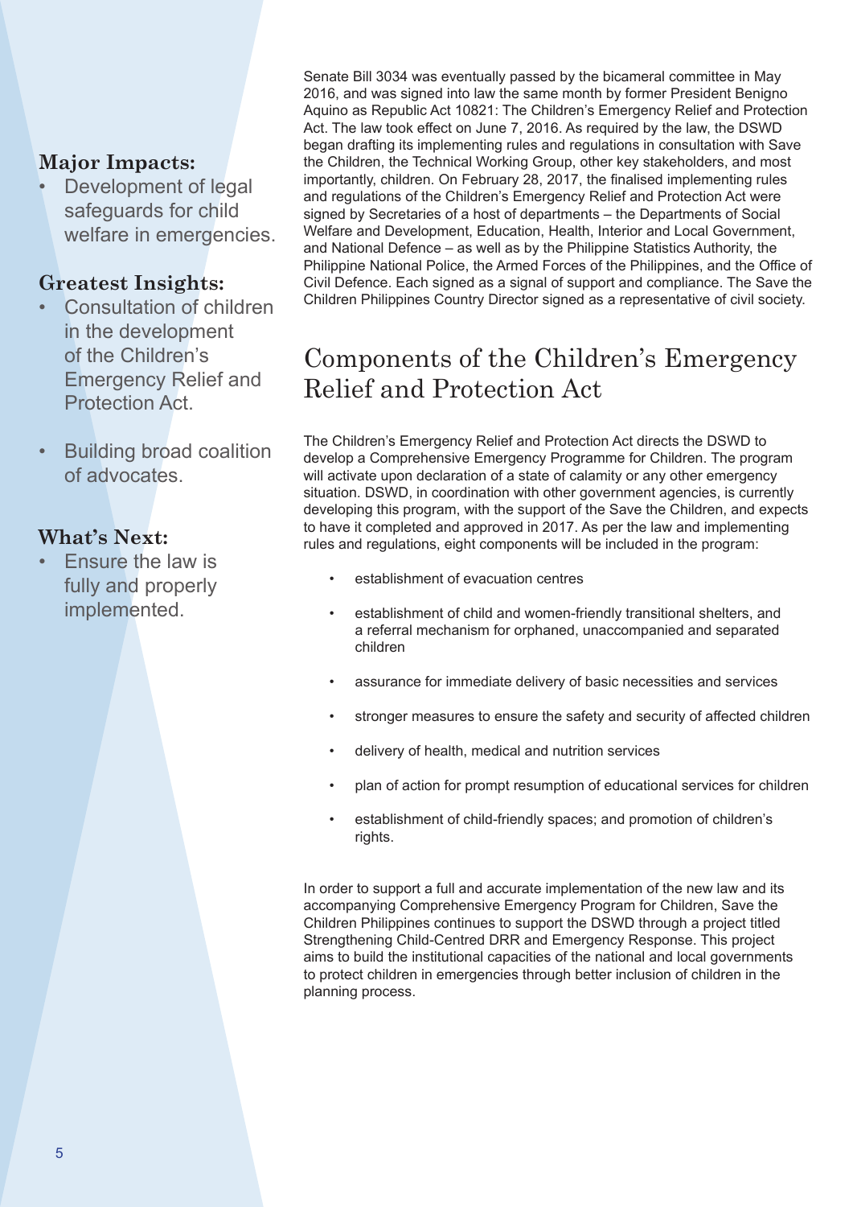**Major Impacts:**

- Development of legal safeguards for child welfare in emergencies.

**Greatest Insights:**

- Consultation of children in the development of the Children's Emergency Relief and Protection Act.
- Building broad coalition of advocates.

**What's Next:**

- Ensure the law is fully and properly implemented.

Senate Bill 3034 was eventually passed by the bicameral committee in May 2016, and was signed into law the same month by former President Benigno Aquino as Republic Act 10821: The Children's Emergency Relief and Protection Act. The law took effect on June 7, 2016. As required by the law, the DSWD began drafting its implementing rules and regulations in consultation with Save the Children, the Technical Working Group, other key stakeholders, and most importantly, children. On February 28, 2017, the finalised implementing rules and regulations of the Children's Emergency Relief and Protection Act were signed by Secretaries of a host of departments – the Departments of Social Welfare and Development, Education, Health, Interior and Local Government, and National Defence – as well as by the Philippine Statistics Authority, the Philippine National Police, the Armed Forces of the Philippines, and the Office of Civil Defence. Each signed as a signal of support and compliance. The Save the Children Philippines Country Director signed as a representative of civil society.

## Components of the Children's Emergency Relief and Protection Act

The Children's Emergency Relief and Protection Act directs the DSWD to develop a Comprehensive Emergency Programme for Children. The program will activate upon declaration of a state of calamity or any other emergency situation. DSWD, in coordination with other government agencies, is currently developing this program, with the support of the Save the Children, and expects to have it completed and approved in 2017. As per the law and implementing rules and regulations, eight components will be included in the program:

- establishment of evacuation centres
- establishment of child and women-friendly transitional shelters, and a referral mechanism for orphaned, unaccompanied and separated children
- assurance for immediate delivery of basic necessities and services
- stronger measures to ensure the safety and security of affected children
- delivery of health, medical and nutrition services
- plan of action for prompt resumption of educational services for children
- establishment of child-friendly spaces; and promotion of children's rights.

In order to support a full and accurate implementation of the new law and its accompanying Comprehensive Emergency Program for Children, Save the Children Philippines continues to support the DSWD through a project titled Strengthening Child-Centred DRR and Emergency Response. This project aims to build the institutional capacities of the national and local governments to protect children in emergencies through better inclusion of children in the planning process.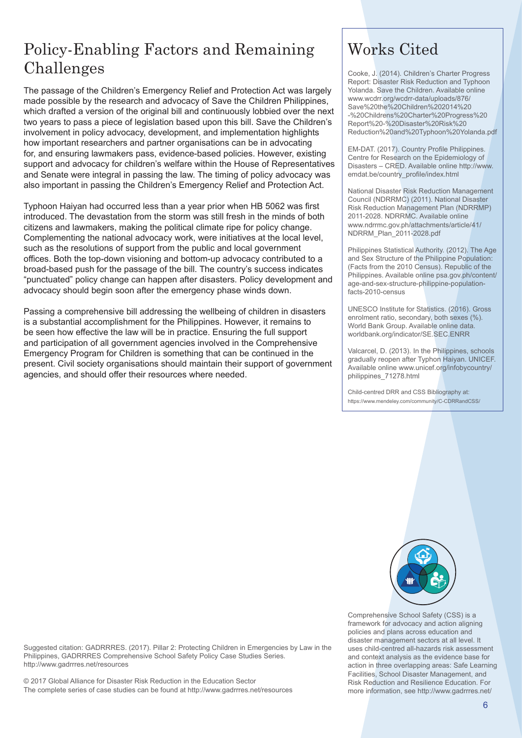## Policy-Enabling Factors and Remaining Challenges

The passage of the Children's Emergency Relief and Protection Act was largely made possible by the research and advocacy of Save the Children Philippines, which drafted a version of the original bill and continuously lobbied over the next two years to pass a piece of legislation based upon this bill. Save the Children's involvement in policy advocacy, development, and implementation highlights how important researchers and partner organisations can be in advocating for, and ensuring lawmakers pass, evidence-based policies. However, existing support and advocacy for children's welfare within the House of Representatives and Senate were integral in passing the law. The timing of policy advocacy was also important in passing the Children's Emergency Relief and Protection Act.

Typhoon Haiyan had occurred less than a year prior when HB 5062 was first introduced. The devastation from the storm was still fresh in the minds of both citizens and lawmakers, making the political climate ripe for policy change. Complementing the national advocacy work, were initiatives at the local level, such as the resolutions of support from the public and local government offices. Both the top-down visioning and bottom-up advocacy contributed to a broad-based push for the passage of the bill. The country's success indicates "punctuated" policy change can happen after disasters. Policy development and advocacy should begin soon after the emergency phase winds down.

Passing a comprehensive bill addressing the wellbeing of children in disasters is a substantial accomplishment for the Philippines. However, it remains to be seen how effective the law will be in practice. Ensuring the full support and participation of all government agencies involved in the Comprehensive Emergency Program for Children is something that can be continued in the present. Civil society organisations should maintain their support of government agencies, and should offer their resources where needed.

Suggested citation: GADRRRES. (2017). Pillar 2: Protecting Children in Emergencies by Law in the Philippines, GADRRRES Comprehensive School Safety Policy Case Studies Series. http://www.gadrrres.net/resources

© 2017 Global Alliance for Disaster Risk Reduction in the Education Sector
The complete series of case studies can be found at http://www.gadrrres.net/resources

## Works Cited

Cooke, J. (2014). Children's Charter Progress Report: Disaster Risk Reduction and Typhoon Yolanda. Save the Children. Available online www.wcdrr.org/wcdrr-data/uploads/876/Save%20the%20Children%202014%20-%20Childrens%20Charter%20Progress%20Report%20-%20Disaster%20Risk%20Reduction%20and%20Typhoon%20Yolanda.pdf

EM-DAT. (2017). Country Profile Philippines. Centre for Research on the Epidemiology of Disasters – CRED. Available online http://www.emdat.be/country_profile/index.html

National Disaster Risk Reduction Management Council (NDRRMC) (2011). National Disaster Risk Reduction Management Plan (NDRRMP) 2011-2028. NDRRMC. Available online www.ndrrmc.gov.ph/attachments/article/41/NDRRM_Plan_2011-2028.pdf

Philippines Statistical Authority. (2012). The Age and Sex Structure of the Philippine Population: (Facts from the 2010 Census). Republic of the Philippines. Available online psa.gov.ph/content/age-and-sex-structure-philippine-population-facts-2010-census

UNESCO Institute for Statistics. (2016). Gross enrolment ratio, secondary, both sexes (%). World Bank Group. Available online data.worldbank.org/indicator/SE.SEC.ENRR

Valcarcel, D. (2013). In the Philippines, schools gradually reopen after Typhon Haiyan. UNICEF. Available online www.unicef.org/infobycountry/philippines_71278.html

Child-centred DRR and CSS Bibliography at: https://www.mendeley.com/community/C-CDRRandCSS/

Comprehensive School Safety (CSS) is a framework for advocacy and action aligning policies and plans across education and disaster management sectors at all level. It uses child-centred all-hazards risk assessment and context analysis as the evidence base for action in three overlapping areas: Safe Learning Facilities, School Disaster Management, and Risk Reduction and Resilience Education. For more information, see http://www.gadrrres.net/